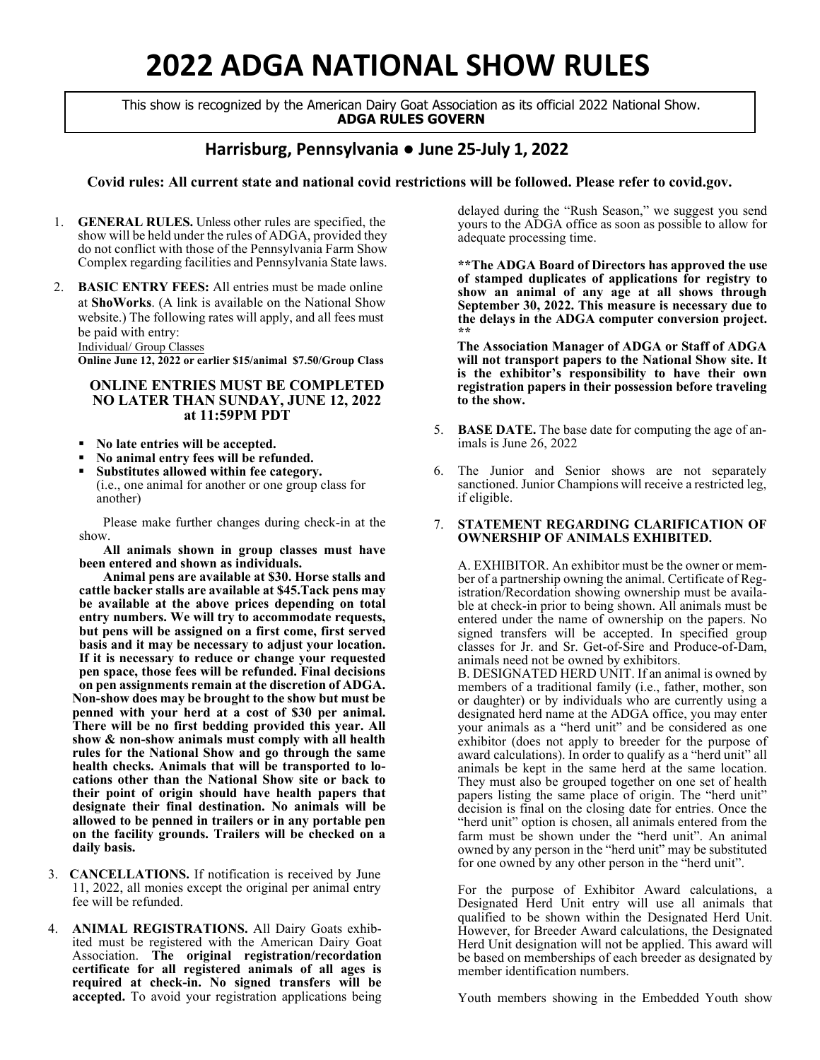# 2022 ADGA NATIONAL SHOW RULES

This show is recognized by the American Dairy Goat Association as its official 2022 National Show.
**ADGA RULES GOVERN**

## Harrisburg, Pennsylvania ● June 25-July 1, 2022

**Covid rules: All current state and national covid restrictions will be followed. Please refer to covid.gov.**

1. **GENERAL RULES.** Unless other rules are specified, the show will be held under the rules of ADGA, provided they do not conflict with those of the Pennsylvania Farm Show Complex regarding facilities and Pennsylvania State laws.

2. **BASIC ENTRY FEES:** All entries must be made online at **ShoWorks**. (A link is available on the National Show website.) The following rates will apply, and all fees must be paid with entry:

   Individual/ Group Classes
   **Online June 12, 2022 or earlier $15/animal $7.50/Group Class**

   **ONLINE ENTRIES MUST BE COMPLETED NO LATER THAN SUNDAY, JUNE 12, 2022 at 11:59PM PDT**

   - **No late entries will be accepted.**
   - **No animal entry fees will be refunded.**
   - **Substitutes allowed within fee category.** (i.e., one animal for another or one group class for another)

   Please make further changes during check-in at the show.

   **All animals shown in group classes must have been entered and shown as individuals.**

   **Animal pens are available at $30. Horse stalls and cattle backer stalls are available at $45.Tack pens may be available at the above prices depending on total entry numbers. We will try to accommodate requests, but pens will be assigned on a first come, first served basis and it may be necessary to adjust your location. If it is necessary to reduce or change your requested pen space, those fees will be refunded. Final decisions on pen assignments remain at the discretion of ADGA. Non-show does may be brought to the show but must be penned with your herd at a cost of $30 per animal. There will be no first bedding provided this year. All show & non-show animals must comply with all health rules for the National Show and go through the same health checks. Animals that will be transported to locations other than the National Show site or back to their point of origin should have health papers that designate their final destination. No animals will be allowed to be penned in trailers or in any portable pen on the facility grounds. Trailers will be checked on a daily basis.**

3. **CANCELLATIONS.** If notification is received by June 11, 2022, all monies except the original per animal entry fee will be refunded.

4. **ANIMAL REGISTRATIONS.** All Dairy Goats exhibited must be registered with the American Dairy Goat Association. **The original registration/recordation certificate for all registered animals of all ages is required at check-in. No signed transfers will be accepted.** To avoid your registration applications being delayed during the "Rush Season," we suggest you send yours to the ADGA office as soon as possible to allow for adequate processing time.

   **\*\*The ADGA Board of Directors has approved the use of stamped duplicates of applications for registry to show an animal of any age at all shows through September 30, 2022. This measure is necessary due to the delays in the ADGA computer conversion project.\*\***

   **The Association Manager of ADGA or Staff of ADGA will not transport papers to the National Show site. It is the exhibitor's responsibility to have their own registration papers in their possession before traveling to the show.**

5. **BASE DATE.** The base date for computing the age of animals is June 26, 2022

6. The Junior and Senior shows are not separately sanctioned. Junior Champions will receive a restricted leg, if eligible.

7. **STATEMENT REGARDING CLARIFICATION OF OWNERSHIP OF ANIMALS EXHIBITED.**

   A. EXHIBITOR. An exhibitor must be the owner or member of a partnership owning the animal. Certificate of Registration/Recordation showing ownership must be available at check-in prior to being shown. All animals must be entered under the name of ownership on the papers. No signed transfers will be accepted. In specified group classes for Jr. and Sr. Get-of-Sire and Produce-of-Dam, animals need not be owned by exhibitors.

   B. DESIGNATED HERD UNIT. If an animal is owned by members of a traditional family (i.e., father, mother, son or daughter) or by individuals who are currently using a designated herd name at the ADGA office, you may enter your animals as a "herd unit" and be considered as one exhibitor (does not apply to breeder for the purpose of award calculations). In order to qualify as a "herd unit" all animals be kept in the same herd at the same location. They must also be grouped together on one set of health papers listing the same place of origin. The "herd unit" decision is final on the closing date for entries. Once the "herd unit" option is chosen, all animals entered from the farm must be shown under the "herd unit". An animal owned by any person in the "herd unit" may be substituted for one owned by any other person in the "herd unit".

   For the purpose of Exhibitor Award calculations, a Designated Herd Unit entry will use all animals that qualified to be shown within the Designated Herd Unit. However, for Breeder Award calculations, the Designated Herd Unit designation will not be applied. This award will be based on memberships of each breeder as designated by member identification numbers.

   Youth members showing in the Embedded Youth show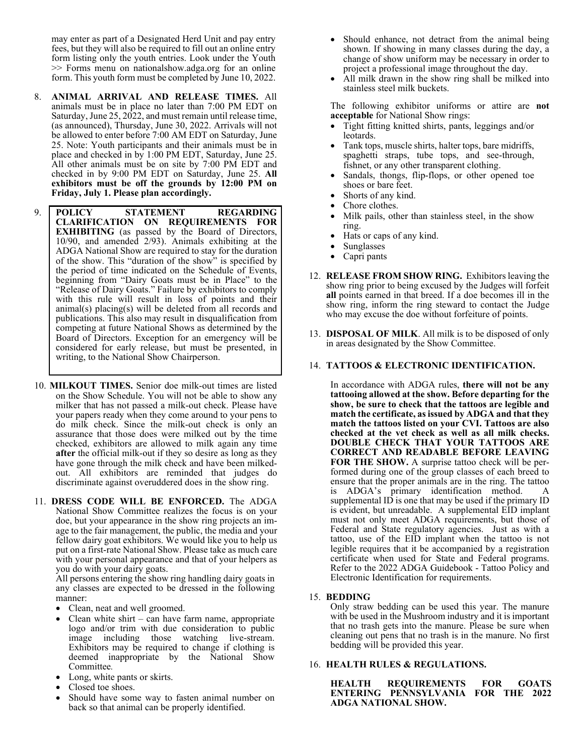may enter as part of a Designated Herd Unit and pay entry fees, but they will also be required to fill out an online entry form listing only the youth entries. Look under the Youth >> Forms menu on nationalshow.adga.org for an online form. This youth form must be completed by June 10, 2022.

8. **ANIMAL ARRIVAL AND RELEASE TIMES.** All animals must be in place no later than 7:00 PM EDT on Saturday, June 25, 2022, and must remain until release time, (as announced), Thursday, June 30, 2022. Arrivals will not be allowed to enter before 7:00 AM EDT on Saturday, June 25. Note: Youth participants and their animals must be in place and checked in by 1:00 PM EDT, Saturday, June 25. All other animals must be on site by 7:00 PM EDT and checked in by 9:00 PM EDT on Saturday, June 25. **All exhibitors must be off the grounds by 12:00 PM on Friday, July 1. Please plan accordingly.**

9. **POLICY STATEMENT REGARDING CLARIFICATION ON REQUIREMENTS FOR EXHIBITING** (as passed by the Board of Directors, 10/90, and amended 2/93). Animals exhibiting at the ADGA National Show are required to stay for the duration of the show. This "duration of the show" is specified by the period of time indicated on the Schedule of Events, beginning from "Dairy Goats must be in Place" to the "Release of Dairy Goats." Failure by exhibitors to comply with this rule will result in loss of points and their animal(s) placing(s) will be deleted from all records and publications. This also may result in disqualification from competing at future National Shows as determined by the Board of Directors. Exception for an emergency will be considered for early release, but must be presented, in writing, to the National Show Chairperson.

10. **MILKOUT TIMES.** Senior doe milk-out times are listed on the Show Schedule. You will not be able to show any milker that has not passed a milk-out check. Please have your papers ready when they come around to your pens to do milk check. Since the milk-out check is only an assurance that those does were milked out by the time checked, exhibitors are allowed to milk again any time **after** the official milk-out if they so desire as long as they have gone through the milk check and have been milked-out. All exhibitors are reminded that judges do discriminate against overuddered does in the show ring.

11. **DRESS CODE WILL BE ENFORCED.** The ADGA National Show Committee realizes the focus is on your doe, but your appearance in the show ring projects an image to the fair management, the public, the media and your fellow dairy goat exhibitors. We would like you to help us put on a first-rate National Show. Please take as much care with your personal appearance and that of your helpers as you do with your dairy goats.

    All persons entering the show ring handling dairy goats in any classes are expected to be dressed in the following manner:
    - Clean, neat and well groomed.
    - Clean white shirt – can have farm name, appropriate logo and/or trim with due consideration to public image including those watching live-stream. Exhibitors may be required to change if clothing is deemed inappropriate by the National Show Committee.
    - Long, white pants or skirts.
    - Closed toe shoes.
    - Should have some way to fasten animal number on back so that animal can be properly identified.
    - Should enhance, not detract from the animal being shown. If showing in many classes during the day, a change of show uniform may be necessary in order to project a professional image throughout the day.
    - All milk drawn in the show ring shall be milked into stainless steel milk buckets.

    The following exhibitor uniforms or attire are **not acceptable** for National Show rings:
    - Tight fitting knitted shirts, pants, leggings and/or leotards.
    - Tank tops, muscle shirts, halter tops, bare midriffs, spaghetti straps, tube tops, and see-through, fishnet, or any other transparent clothing.
    - Sandals, thongs, flip-flops, or other opened toe shoes or bare feet.
    - Shorts of any kind.
    - Chore clothes.
    - Milk pails, other than stainless steel, in the show ring.
    - Hats or caps of any kind.
    - Sunglasses
    - Capri pants

12. **RELEASE FROM SHOW RING.** Exhibitors leaving the show ring prior to being excused by the Judges will forfeit **all** points earned in that breed. If a doe becomes ill in the show ring, inform the ring steward to contact the Judge who may excuse the doe without forfeiture of points.

13. **DISPOSAL OF MILK**. All milk is to be disposed of only in areas designated by the Show Committee.

14. **TATTOOS & ELECTRONIC IDENTIFICATION.**

    In accordance with ADGA rules, **there will not be any tattooing allowed at the show. Before departing for the show, be sure to check that the tattoos are legible and match the certificate, as issued by ADGA and that they match the tattoos listed on your CVI. Tattoos are also checked at the vet check as well as all milk checks. DOUBLE CHECK THAT YOUR TATTOOS ARE CORRECT AND READABLE BEFORE LEAVING FOR THE SHOW.** A surprise tattoo check will be performed during one of the group classes of each breed to ensure that the proper animals are in the ring. The tattoo is ADGA's primary identification method. A supplemental ID is one that may be used if the primary ID is evident, but unreadable. A supplemental EID implant must not only meet ADGA requirements, but those of Federal and State regulatory agencies. Just as with a tattoo, use of the EID implant when the tattoo is not legible requires that it be accompanied by a registration certificate when used for State and Federal programs. Refer to the 2022 ADGA Guidebook - Tattoo Policy and Electronic Identification for requirements.

15. **BEDDING**

    Only straw bedding can be used this year. The manure with be used in the Mushroom industry and it is important that no trash gets into the manure. Please be sure when cleaning out pens that no trash is in the manure. No first bedding will be provided this year.

16. **HEALTH RULES & REGULATIONS.**

    **HEALTH REQUIREMENTS FOR GOATS ENTERING PENNSYLVANIA FOR THE 2022 ADGA NATIONAL SHOW.**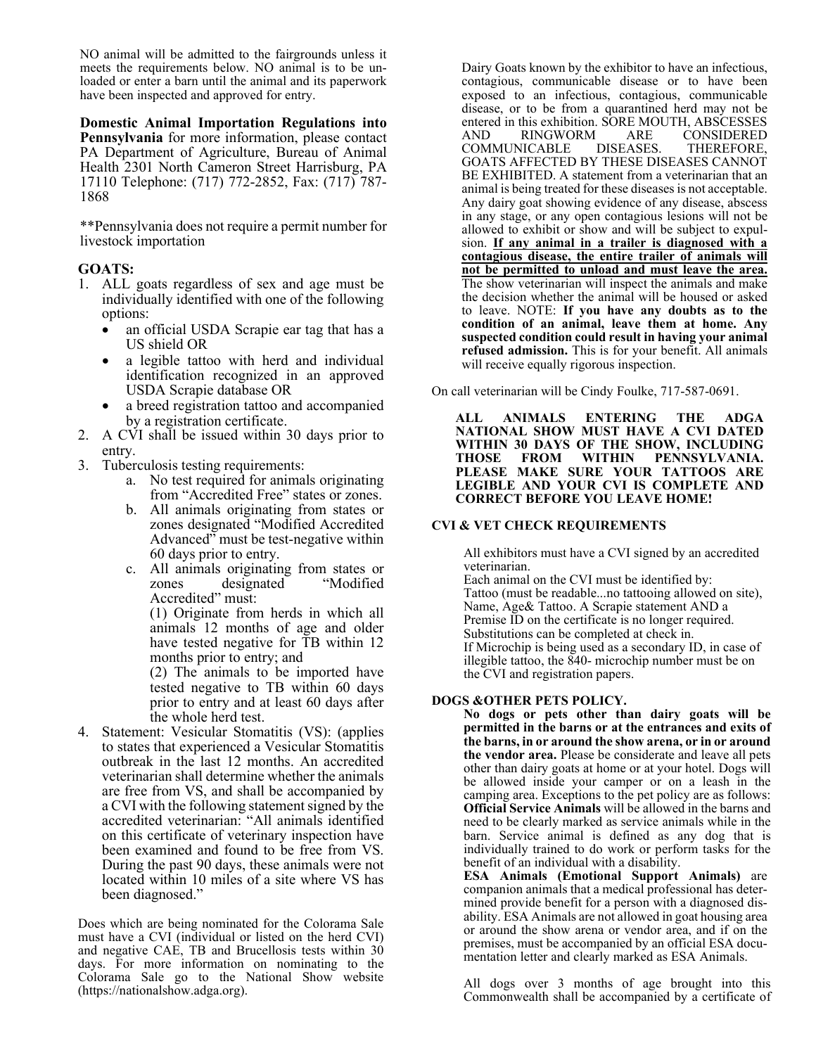NO animal will be admitted to the fairgrounds unless it meets the requirements below. NO animal is to be unloaded or enter a barn until the animal and its paperwork have been inspected and approved for entry.

**Domestic Animal Importation Regulations into Pennsylvania** for more information, please contact PA Department of Agriculture, Bureau of Animal Health 2301 North Cameron Street Harrisburg, PA 17110 Telephone: (717) 772-2852, Fax: (717) 787-1868

**Pennsylvania does not require a permit number for livestock importation

## GOATS:

1. ALL goats regardless of sex and age must be individually identified with one of the following options:
   - an official USDA Scrapie ear tag that has a US shield OR
   - a legible tattoo with herd and individual identification recognized in an approved USDA Scrapie database OR
   - a breed registration tattoo and accompanied by a registration certificate.
2. A CVI shall be issued within 30 days prior to entry.
3. Tuberculosis testing requirements:
   a. No test required for animals originating from "Accredited Free" states or zones.
   b. All animals originating from states or zones designated "Modified Accredited Advanced" must be test-negative within 60 days prior to entry.
   c. All animals originating from states or zones designated "Modified Accredited" must:
      (1) Originate from herds in which all animals 12 months of age and older have tested negative for TB within 12 months prior to entry; and
      (2) The animals to be imported have tested negative to TB within 60 days prior to entry and at least 60 days after the whole herd test.
4. Statement: Vesicular Stomatitis (VS): (applies to states that experienced a Vesicular Stomatitis outbreak in the last 12 months. An accredited veterinarian shall determine whether the animals are free from VS, and shall be accompanied by a CVI with the following statement signed by the accredited veterinarian: "All animals identified on this certificate of veterinary inspection have been examined and found to be free from VS. During the past 90 days, these animals were not located within 10 miles of a site where VS has been diagnosed."

Does which are being nominated for the Colorama Sale must have a CVI (individual or listed on the herd CVI) and negative CAE, TB and Brucellosis tests within 30 days. For more information on nominating to the Colorama Sale go to the National Show website (https://nationalshow.adga.org).

Dairy Goats known by the exhibitor to have an infectious, contagious, communicable disease or to have been exposed to an infectious, contagious, communicable disease, or to be from a quarantined herd may not be entered in this exhibition. SORE MOUTH, ABSCESSES AND RINGWORM ARE CONSIDERED COMMUNICABLE DISEASES. THEREFORE, GOATS AFFECTED BY THESE DISEASES CANNOT BE EXHIBITED. A statement from a veterinarian that an animal is being treated for these diseases is not acceptable. Any dairy goat showing evidence of any disease, abscess in any stage, or any open contagious lesions will not be allowed to exhibit or show and will be subject to expulsion. **If any animal in a trailer is diagnosed with a contagious disease, the entire trailer of animals will not be permitted to unload and must leave the area.** The show veterinarian will inspect the animals and make the decision whether the animal will be housed or asked to leave. NOTE: **If you have any doubts as to the condition of an animal, leave them at home. Any suspected condition could result in having your animal refused admission.** This is for your benefit. All animals will receive equally rigorous inspection.

On call veterinarian will be Cindy Foulke, 717-587-0691.

**ALL ANIMALS ENTERING THE ADGA NATIONAL SHOW MUST HAVE A CVI DATED WITHIN 30 DAYS OF THE SHOW, INCLUDING THOSE FROM WITHIN PENNSYLVANIA. PLEASE MAKE SURE YOUR TATTOOS ARE LEGIBLE AND YOUR CVI IS COMPLETE AND CORRECT BEFORE YOU LEAVE HOME!**

### CVI & VET CHECK REQUIREMENTS

All exhibitors must have a CVI signed by an accredited veterinarian.
Each animal on the CVI must be identified by:
Tattoo (must be readable...no tattooing allowed on site), Name, Age& Tattoo. A Scrapie statement AND a Premise ID on the certificate is no longer required.
Substitutions can be completed at check in.
If Microchip is being used as a secondary ID, in case of illegible tattoo, the 840- microchip number must be on the CVI and registration papers.

### DOGS &OTHER PETS POLICY.

**No dogs or pets other than dairy goats will be permitted in the barns or at the entrances and exits of the barns, in or around the show arena, or in or around the vendor area.** Please be considerate and leave all pets other than dairy goats at home or at your hotel. Dogs will be allowed inside your camper or on a leash in the camping area. Exceptions to the pet policy are as follows: **Official Service Animals** will be allowed in the barns and need to be clearly marked as service animals while in the barn. Service animal is defined as any dog that is individually trained to do work or perform tasks for the benefit of an individual with a disability.

**ESA Animals (Emotional Support Animals)** are companion animals that a medical professional has determined provide benefit for a person with a diagnosed disability. ESA Animals are not allowed in goat housing area or around the show arena or vendor area, and if on the premises, must be accompanied by an official ESA documentation letter and clearly marked as ESA Animals.

All dogs over 3 months of age brought into this Commonwealth shall be accompanied by a certificate of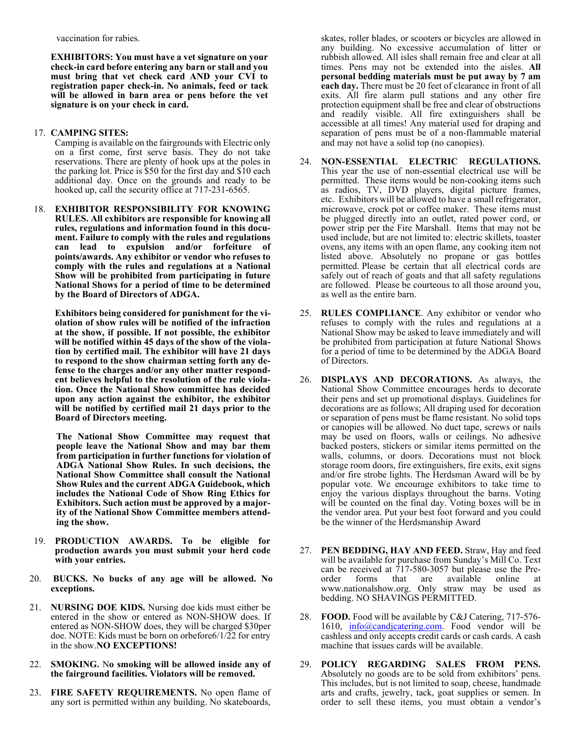vaccination for rabies.

**EXHIBITORS: You must have a vet signature on your check-in card before entering any barn or stall and you must bring that vet check card AND your CVI to registration paper check-in. No animals, feed or tack will be allowed in barn area or pens before the vet signature is on your check in card.**

17. **CAMPING SITES:**
    Camping is available on the fairgrounds with Electric only on a first come, first serve basis. They do not take reservations. There are plenty of hook ups at the poles in the parking lot. Price is $50 for the first day and $10 each additional day. Once on the grounds and ready to be hooked up, call the security office at 717-231-6565.

18. **EXHIBITOR RESPONSIBILITY FOR KNOWING RULES. All exhibitors are responsible for knowing all rules, regulations and information found in this document. Failure to comply with the rules and regulations can lead to expulsion and/or forfeiture of points/awards. Any exhibitor or vendor who refuses to comply with the rules and regulations at a National Show will be prohibited from participating in future National Shows for a period of time to be determined by the Board of Directors of ADGA.**

    **Exhibitors being considered for punishment for the violation of show rules will be notified of the infraction at the show, if possible. If not possible, the exhibitor will be notified within 45 days of the show of the violation by certified mail. The exhibitor will have 21 days to respond to the show chairman setting forth any defense to the charges and/or any other matter respondent believes helpful to the resolution of the rule violation. Once the National Show committee has decided upon any action against the exhibitor, the exhibitor will be notified by certified mail 21 days prior to the Board of Directors meeting.**

    **The National Show Committee may request that people leave the National Show and may bar them from participation in further functions for violation of ADGA National Show Rules. In such decisions, the National Show Committee shall consult the National Show Rules and the current ADGA Guidebook, which includes the National Code of Show Ring Ethics for Exhibitors. Such action must be approved by a majority of the National Show Committee members attending the show.**

19. **PRODUCTION AWARDS. To be eligible for production awards you must submit your herd code with your entries.**

20. **BUCKS. No bucks of any age will be allowed. No exceptions.**

21. **NURSING DOE KIDS.** Nursing doe kids must either be entered in the show or entered as NON-SHOW does. If entered as NON-SHOW does, they will be charged $30per doe. NOTE: Kids must be born on orbefore6/1/22 for entry in the show.**NO EXCEPTIONS!**

22. **SMOKING. No smoking will be allowed inside any of the fairground facilities. Violators will be removed.**

23. **FIRE SAFETY REQUIREMENTS.** No open flame of any sort is permitted within any building. No skateboards, skates, roller blades, or scooters or bicycles are allowed in any building. No excessive accumulation of litter or rubbish allowed. All isles shall remain free and clear at all times. Pens may not be extended into the aisles. **All personal bedding materials must be put away by 7 am each day.** There must be 20 feet of clearance in front of all exits. All fire alarm pull stations and any other fire protection equipment shall be free and clear of obstructions and readily visible. All fire extinguishers shall be accessible at all times! Any material used for draping and separation of pens must be of a non-flammable material and may not have a solid top (no canopies).

24. **NON-ESSENTIAL ELECTRIC REGULATIONS.** This year the use of non-essential electrical use will be permitted. These items would be non-cooking items such as radios, TV, DVD players, digital picture frames, etc. Exhibitors will be allowed to have a small refrigerator, microwave, crock pot or coffee maker. These items must be plugged directly into an outlet, rated power cord, or power strip per the Fire Marshall. Items that may not be used include, but are not limited to: electric skillets, toaster ovens, any items with an open flame, any cooking item not listed above. Absolutely no propane or gas bottles permitted. Please be certain that all electrical cords are safely out of reach of goats and that all safety regulations are followed. Please be courteous to all those around you, as well as the entire barn.

25. **RULES COMPLIANCE**. Any exhibitor or vendor who refuses to comply with the rules and regulations at a National Show may be asked to leave immediately and will be prohibited from participation at future National Shows for a period of time to be determined by the ADGA Board of Directors.

26. **DISPLAYS AND DECORATIONS.** As always, the National Show Committee encourages herds to decorate their pens and set up promotional displays. Guidelines for decorations are as follows; All draping used for decoration or separation of pens must be flame resistant. No solid tops or canopies will be allowed. No duct tape, screws or nails may be used on floors, walls or ceilings. No adhesive backed posters, stickers or similar items permitted on the walls, columns, or doors. Decorations must not block storage room doors, fire extinguishers, fire exits, exit signs and/or fire strobe lights. The Herdsman Award will be by popular vote. We encourage exhibitors to take time to enjoy the various displays throughout the barns. Voting will be counted on the final day. Voting boxes will be in the vendor area. Put your best foot forward and you could be the winner of the Herdsmanship Award

27. **PEN BEDDING, HAY AND FEED.** Straw, Hay and feed will be available for purchase from Sunday's Mill Co. Text can be received at 717-580-3057 but please use the Pre-order forms that are available online at www.nationalshow.org. Only straw may be used as bedding. NO SHAVINGS PERMITTED.

28. **FOOD.** Food will be available by C&J Catering, 717-576-1610, info@candjcatering.com. Food vendor will be cashless and only accepts credit cards or cash cards. A cash machine that issues cards will be available.

29. **POLICY REGARDING SALES FROM PENS.** Absolutely no goods are to be sold from exhibitors' pens. This includes, but is not limited to soap, cheese, handmade arts and crafts, jewelry, tack, goat supplies or semen. In order to sell these items, you must obtain a vendor's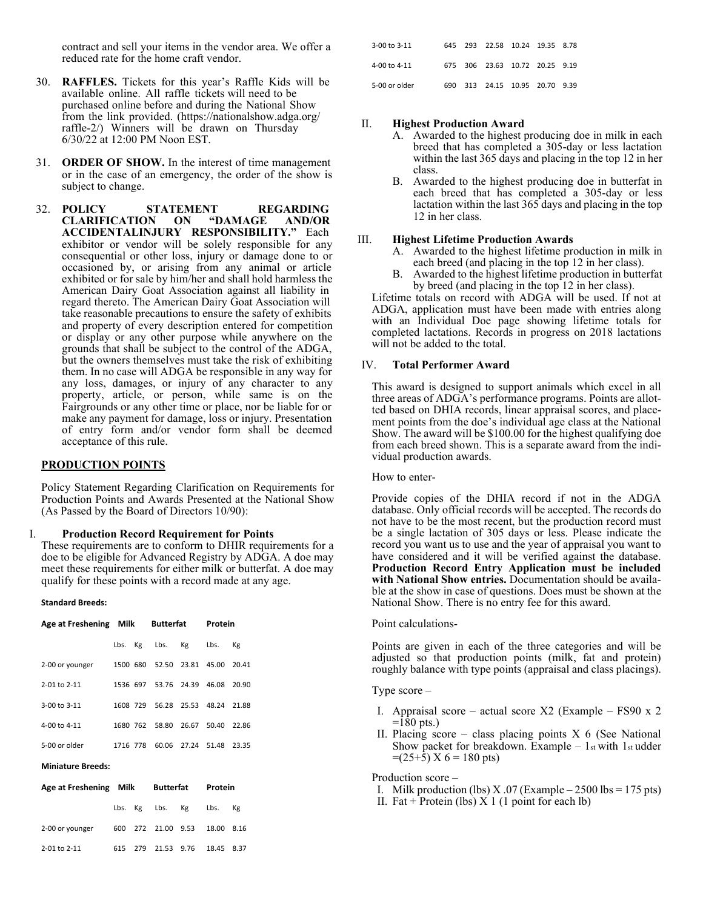contract and sell your items in the vendor area. We offer a reduced rate for the home craft vendor.

30. **RAFFLES.** Tickets for this year's Raffle Kids will be available online. All raffle tickets will need to be purchased online before and during the National Show from the link provided. (https://nationalshow.adga.org/raffle-2/) Winners will be drawn on Thursday 6/30/22 at 12:00 PM Noon EST.

31. **ORDER OF SHOW.** In the interest of time management or in the case of an emergency, the order of the show is subject to change.

32. **POLICY STATEMENT REGARDING CLARIFICATION ON "DAMAGE AND/OR ACCIDENTALINJURY RESPONSIBILITY."** Each exhibitor or vendor will be solely responsible for any consequential or other loss, injury or damage done to or occasioned by, or arising from any animal or article exhibited or for sale by him/her and shall hold harmless the American Dairy Goat Association against all liability in regard thereto. The American Dairy Goat Association will take reasonable precautions to ensure the safety of exhibits and property of every description entered for competition or display or any other purpose while anywhere on the grounds that shall be subject to the control of the ADGA, but the owners themselves must take the risk of exhibiting them. In no case will ADGA be responsible in any way for any loss, damages, or injury of any character to any property, article, or person, while same is on the Fairgrounds or any other time or place, nor be liable for or make any payment for damage, loss or injury. Presentation of entry form and/or vendor form shall be deemed acceptance of this rule.

## PRODUCTION POINTS

Policy Statement Regarding Clarification on Requirements for Production Points and Awards Presented at the National Show (As Passed by the Board of Directors 10/90):

### I. Production Record Requirement for Points

These requirements are to conform to DHIR requirements for a doe to be eligible for Advanced Registry by ADGA. A doe may meet these requirements for either milk or butterfat. A doe may qualify for these points with a record made at any age.

**Standard Breeds:**

| Age at Freshening | Milk | | Butterfat | | Protein | |
|---|---|---|---|---|---|---|
| | Lbs. | Kg | Lbs. | Kg | Lbs. | Kg |
| 2-00 or younger | 1500 | 680 | 52.50 | 23.81 | 45.00 | 20.41 |
| 2-01 to 2-11 | 1536 | 697 | 53.76 | 24.39 | 46.08 | 20.90 |
| 3-00 to 3-11 | 1608 | 729 | 56.28 | 25.53 | 48.24 | 21.88 |
| 4-00 to 4-11 | 1680 | 762 | 58.80 | 26.67 | 50.40 | 22.86 |
| 5-00 or older | 1716 | 778 | 60.06 | 27.24 | 51.48 | 23.35 |

**Miniature Breeds:**

| Age at Freshening | Milk | | Butterfat | | Protein | |
|---|---|---|---|---|---|---|
| | Lbs. | Kg | Lbs. | Kg | Lbs. | Kg |
| 2-00 or younger | 600 | 272 | 21.00 | 9.53 | 18.00 | 8.16 |
| 2-01 to 2-11 | 615 | 279 | 21.53 | 9.76 | 18.45 | 8.37 |
| 3-00 to 3-11 | 645 | 293 | 22.58 | 10.24 | 19.35 | 8.78 |
| 4-00 to 4-11 | 675 | 306 | 23.63 | 10.72 | 20.25 | 9.19 |
| 5-00 or older | 690 | 313 | 24.15 | 10.95 | 20.70 | 9.39 |

### II. Highest Production Award

A. Awarded to the highest producing doe in milk in each breed that has completed a 305-day or less lactation within the last 365 days and placing in the top 12 in her class.

B. Awarded to the highest producing doe in butterfat in each breed that has completed a 305-day or less lactation within the last 365 days and placing in the top 12 in her class.

### III. Highest Lifetime Production Awards

A. Awarded to the highest lifetime production in milk in each breed (and placing in the top 12 in her class).

B. Awarded to the highest lifetime production in butterfat by breed (and placing in the top 12 in her class).

Lifetime totals on record with ADGA will be used. If not at ADGA, application must have been made with entries along with an Individual Doe page showing lifetime totals for completed lactations. Records in progress on 2018 lactations will not be added to the total.

### IV. Total Performer Award

This award is designed to support animals which excel in all three areas of ADGA's performance programs. Points are allotted based on DHIA records, linear appraisal scores, and placement points from the doe's individual age class at the National Show. The award will be $100.00 for the highest qualifying doe from each breed shown. This is a separate award from the individual production awards.

How to enter-

Provide copies of the DHIA record if not in the ADGA database. Only official records will be accepted. The records do not have to be the most recent, but the production record must be a single lactation of 305 days or less. Please indicate the record you want us to use and the year of appraisal you want to have considered and it will be verified against the database. **Production Record Entry Application must be included with National Show entries.** Documentation should be available at the show in case of questions. Does must be shown at the National Show. There is no entry fee for this award.

Point calculations-

Points are given in each of the three categories and will be adjusted so that production points (milk, fat and protein) roughly balance with type points (appraisal and class placings).

Type score –

I. Appraisal score – actual score X2 (Example – FS90 x 2 =180 pts.)
II. Placing score – class placing points X 6 (See National Show packet for breakdown. Example – 1st with 1st udder =(25+5) X 6 = 180 pts)

Production score –

I. Milk production (lbs) X .07 (Example – 2500 lbs = 175 pts)
II. Fat + Protein (lbs) X 1 (1 point for each lb)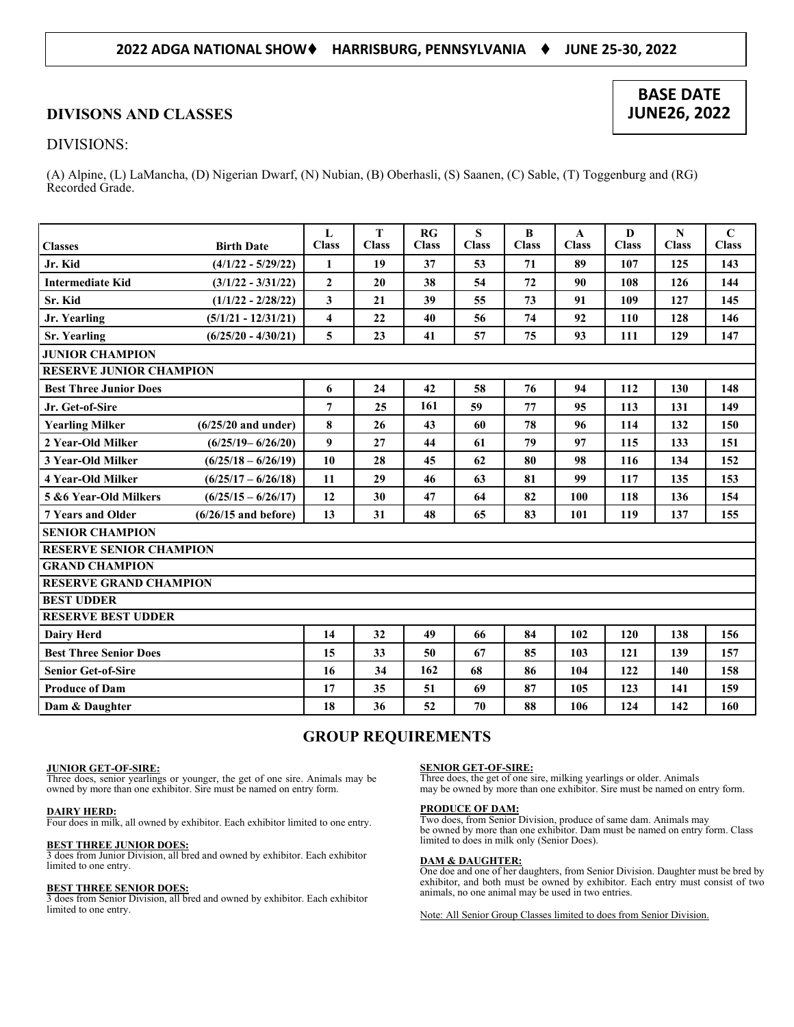**2022 ADGA NATIONAL SHOW♦ HARRISBURG, PENNSYLVANIA ♦ JUNE 25-30, 2022**

## DIVISONS AND CLASSES

**BASE DATE JUNE26, 2022**

DIVISIONS:

(A) Alpine, (L) LaMancha, (D) Nigerian Dwarf, (N) Nubian, (B) Oberhasli, (S) Saanen, (C) Sable, (T) Toggenburg and (RG) Recorded Grade.

| Classes | Birth Date | L Class | T Class | RG Class | S Class | B Class | A Class | D Class | N Class | C Class |
|---|---|---|---|---|---|---|---|---|---|---|
| **Jr. Kid** | **(4/1/22 - 5/29/22)** | 1 | 19 | 37 | 53 | 71 | 89 | 107 | 125 | 143 |
| **Intermediate Kid** | **(3/1/22 - 3/31/22)** | 2 | 20 | 38 | 54 | 72 | 90 | 108 | 126 | 144 |
| **Sr. Kid** | **(1/1/22 - 2/28/22)** | 3 | 21 | 39 | 55 | 73 | 91 | 109 | 127 | 145 |
| **Jr. Yearling** | **(5/1/21 - 12/31/21)** | 4 | 22 | 40 | 56 | 74 | 92 | 110 | 128 | 146 |
| **Sr. Yearling** | **(6/25/20 - 4/30/21)** | 5 | 23 | 41 | 57 | 75 | 93 | 111 | 129 | 147 |
| **JUNIOR CHAMPION** | | | | | | | | | | |
| **RESERVE JUNIOR CHAMPION** | | | | | | | | | | |
| **Best Three Junior Does** | | 6 | 24 | 42 | 58 | 76 | 94 | 112 | 130 | 148 |
| **Jr. Get-of-Sire** | | 7 | 25 | 161 | 59 | 77 | 95 | 113 | 131 | 149 |
| **Yearling Milker** | **(6/25/20 and under)** | 8 | 26 | 43 | 60 | 78 | 96 | 114 | 132 | 150 |
| **2 Year-Old Milker** | **(6/25/19– 6/26/20)** | 9 | 27 | 44 | 61 | 79 | 97 | 115 | 133 | 151 |
| **3 Year-Old Milker** | **(6/25/18 – 6/26/19)** | 10 | 28 | 45 | 62 | 80 | 98 | 116 | 134 | 152 |
| **4 Year-Old Milker** | **(6/25/17 – 6/26/18)** | 11 | 29 | 46 | 63 | 81 | 99 | 117 | 135 | 153 |
| **5 &6 Year-Old Milkers** | **(6/25/15 – 6/26/17)** | 12 | 30 | 47 | 64 | 82 | 100 | 118 | 136 | 154 |
| **7 Years and Older** | **(6/26/15 and before)** | 13 | 31 | 48 | 65 | 83 | 101 | 119 | 137 | 155 |
| **SENIOR CHAMPION** | | | | | | | | | | |
| **RESERVE SENIOR CHAMPION** | | | | | | | | | | |
| **GRAND CHAMPION** | | | | | | | | | | |
| **RESERVE GRAND CHAMPION** | | | | | | | | | | |
| **BEST UDDER** | | | | | | | | | | |
| **RESERVE BEST UDDER** | | | | | | | | | | |
| **Dairy Herd** | | 14 | 32 | 49 | 66 | 84 | 102 | 120 | 138 | 156 |
| **Best Three Senior Does** | | 15 | 33 | 50 | 67 | 85 | 103 | 121 | 139 | 157 |
| **Senior Get-of-Sire** | | 16 | 34 | 162 | 68 | 86 | 104 | 122 | 140 | 158 |
| **Produce of Dam** | | 17 | 35 | 51 | 69 | 87 | 105 | 123 | 141 | 159 |
| **Dam & Daughter** | | 18 | 36 | 52 | 70 | 88 | 106 | 124 | 142 | 160 |

## GROUP REQUIREMENTS

**JUNIOR GET-OF-SIRE:**
Three does, senior yearlings or younger, the get of one sire. Animals may be owned by more than one exhibitor. Sire must be named on entry form.

**DAIRY HERD:**
Four does in milk, all owned by exhibitor. Each exhibitor limited to one entry.

**BEST THREE JUNIOR DOES:**
3 does from Junior Division, all bred and owned by exhibitor. Each exhibitor limited to one entry.

**BEST THREE SENIOR DOES:**
3 does from Senior Division, all bred and owned by exhibitor. Each exhibitor limited to one entry.

**SENIOR GET-OF-SIRE:**
Three does, the get of one sire, milking yearlings or older. Animals may be owned by more than one exhibitor. Sire must be named on entry form.

**PRODUCE OF DAM:**
Two does, from Senior Division, produce of same dam. Animals may be owned by more than one exhibitor. Dam must be named on entry form. Class limited to does in milk only (Senior Does).

**DAM & DAUGHTER:**
One doe and one of her daughters, from Senior Division. Daughter must be bred by exhibitor, and both must be owned by exhibitor. Each entry must consist of two animals, no one animal may be used in two entries.

Note: All Senior Group Classes limited to does from Senior Division.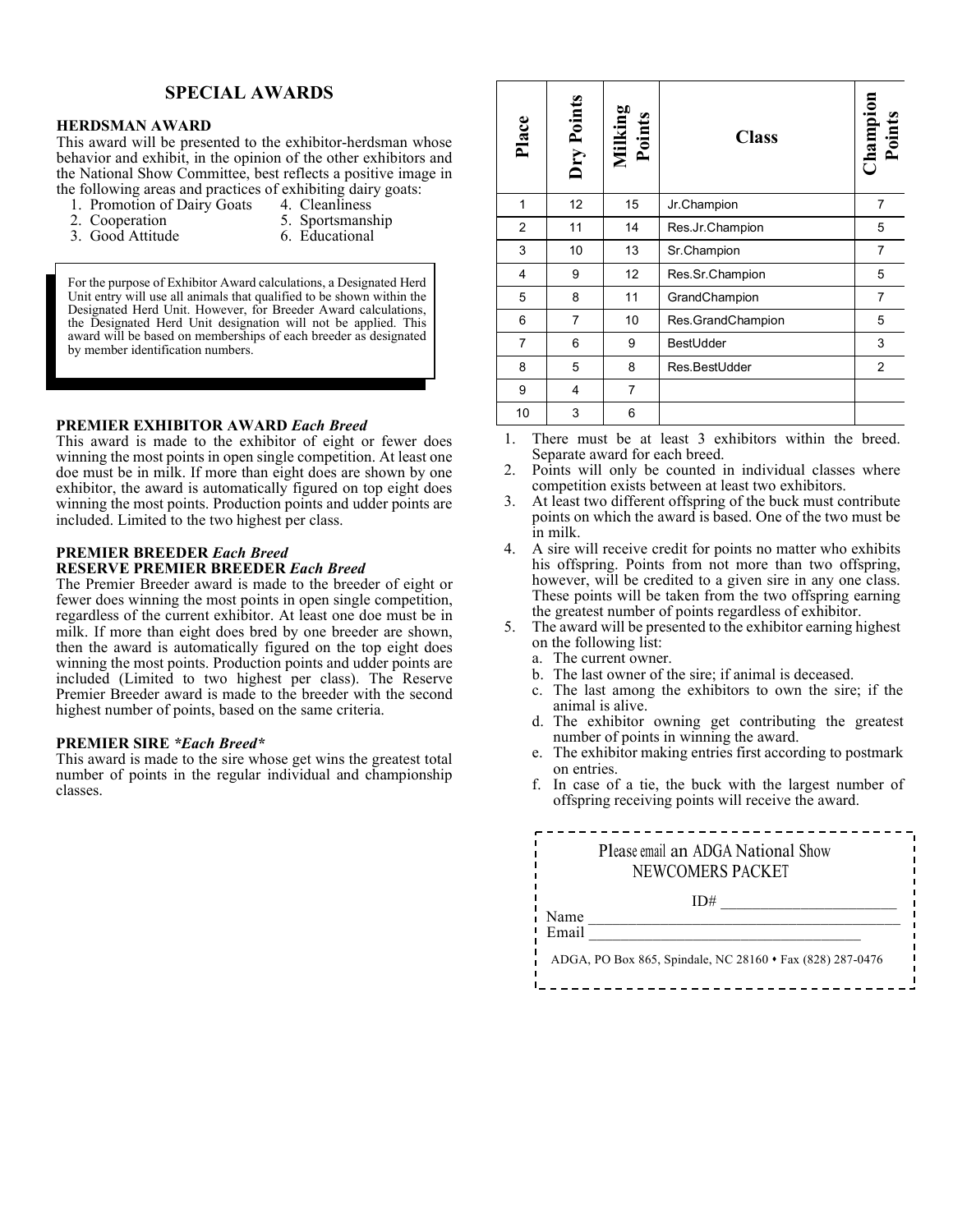## SPECIAL AWARDS

### HERDSMAN AWARD

This award will be presented to the exhibitor-herdsman whose behavior and exhibit, in the opinion of the other exhibitors and the National Show Committee, best reflects a positive image in the following areas and practices of exhibiting dairy goats:

1. Promotion of Dairy Goats
2. Cooperation
3. Good Attitude
4. Cleanliness
5. Sportsmanship
6. Educational

> For the purpose of Exhibitor Award calculations, a Designated Herd Unit entry will use all animals that qualified to be shown within the Designated Herd Unit. However, for Breeder Award calculations, the Designated Herd Unit designation will not be applied. This award will be based on memberships of each breeder as designated by member identification numbers.

### PREMIER EXHIBITOR AWARD *Each Breed*

This award is made to the exhibitor of eight or fewer does winning the most points in open single competition. At least one doe must be in milk. If more than eight does are shown by one exhibitor, the award is automatically figured on top eight does winning the most points. Production points and udder points are included. Limited to the two highest per class.

### PREMIER BREEDER *Each Breed*
### RESERVE PREMIER BREEDER *Each Breed*

The Premier Breeder award is made to the breeder of eight or fewer does winning the most points in open single competition, regardless of the current exhibitor. At least one doe must be in milk. If more than eight does bred by one breeder are shown, then the award is automatically figured on the top eight does winning the most points. Production points and udder points are included (Limited to two highest per class). The Reserve Premier Breeder award is made to the breeder with the second highest number of points, based on the same criteria.

### PREMIER SIRE *\*Each Breed\**

This award is made to the sire whose get wins the greatest total number of points in the regular individual and championship classes.

| Place | Dry Points | Milking Points | Class | Champion Points |
|---|---|---|---|---|
| 1 | 12 | 15 | Jr.Champion | 7 |
| 2 | 11 | 14 | Res.Jr.Champion | 5 |
| 3 | 10 | 13 | Sr.Champion | 7 |
| 4 | 9 | 12 | Res.Sr.Champion | 5 |
| 5 | 8 | 11 | GrandChampion | 7 |
| 6 | 7 | 10 | Res.GrandChampion | 5 |
| 7 | 6 | 9 | BestUdder | 3 |
| 8 | 5 | 8 | Res.BestUdder | 2 |
| 9 | 4 | 7 | | |
| 10 | 3 | 6 | | |

1. There must be at least 3 exhibitors within the breed. Separate award for each breed.
2. Points will only be counted in individual classes where competition exists between at least two exhibitors.
3. At least two different offspring of the buck must contribute points on which the award is based. One of the two must be in milk.
4. A sire will receive credit for points no matter who exhibits his offspring. Points from not more than two offspring, however, will be credited to a given sire in any one class. These points will be taken from the two offspring earning the greatest number of points regardless of exhibitor.
5. The award will be presented to the exhibitor earning highest on the following list:
   a. The current owner.
   b. The last owner of the sire; if animal is deceased.
   c. The last among the exhibitors to own the sire; if the animal is alive.
   d. The exhibitor owning get contributing the greatest number of points in winning the award.
   e. The exhibitor making entries first according to postmark on entries.
   f. In case of a tie, the buck with the largest number of offspring receiving points will receive the award.

---

Please email an ADGA National Show NEWCOMERS PACKET

ID# ______________________

Name ______________________

Email ______________________

ADGA, PO Box 865, Spindale, NC 28160 • Fax (828) 287-0476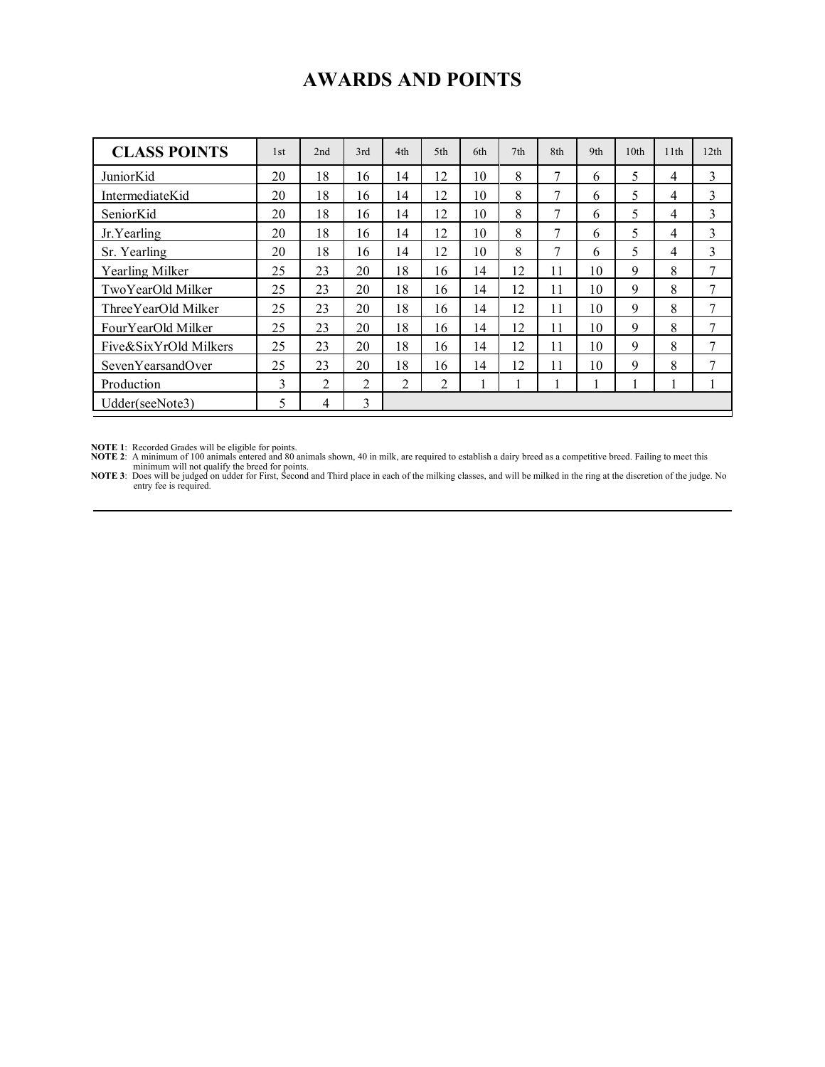# AWARDS AND POINTS

| CLASS POINTS | 1st | 2nd | 3rd | 4th | 5th | 6th | 7th | 8th | 9th | 10th | 11th | 12th |
|---|---|---|---|---|---|---|---|---|---|---|---|---|
| JuniorKid | 20 | 18 | 16 | 14 | 12 | 10 | 8 | 7 | 6 | 5 | 4 | 3 |
| IntermediateKid | 20 | 18 | 16 | 14 | 12 | 10 | 8 | 7 | 6 | 5 | 4 | 3 |
| SeniorKid | 20 | 18 | 16 | 14 | 12 | 10 | 8 | 7 | 6 | 5 | 4 | 3 |
| Jr.Yearling | 20 | 18 | 16 | 14 | 12 | 10 | 8 | 7 | 6 | 5 | 4 | 3 |
| Sr. Yearling | 20 | 18 | 16 | 14 | 12 | 10 | 8 | 7 | 6 | 5 | 4 | 3 |
| Yearling Milker | 25 | 23 | 20 | 18 | 16 | 14 | 12 | 11 | 10 | 9 | 8 | 7 |
| TwoYearOld Milker | 25 | 23 | 20 | 18 | 16 | 14 | 12 | 11 | 10 | 9 | 8 | 7 |
| ThreeYearOld Milker | 25 | 23 | 20 | 18 | 16 | 14 | 12 | 11 | 10 | 9 | 8 | 7 |
| FourYearOld Milker | 25 | 23 | 20 | 18 | 16 | 14 | 12 | 11 | 10 | 9 | 8 | 7 |
| Five&SixYrOld Milkers | 25 | 23 | 20 | 18 | 16 | 14 | 12 | 11 | 10 | 9 | 8 | 7 |
| SevenYearsandOver | 25 | 23 | 20 | 18 | 16 | 14 | 12 | 11 | 10 | 9 | 8 | 7 |
| Production | 3 | 2 | 2 | 2 | 2 | 1 | 1 | 1 | 1 | 1 | 1 | 1 |
| Udder(seeNote3) | 5 | 4 | 3 | | | | | | | | | |

**NOTE 1**: Recorded Grades will be eligible for points.
**NOTE 2**: A minimum of 100 animals entered and 80 animals shown, 40 in milk, are required to establish a dairy breed as a competitive breed. Failing to meet this minimum will not qualify the breed for points.
**NOTE 3**: Does will be judged on udder for First, Second and Third place in each of the milking classes, and will be milked in the ring at the discretion of the judge. No entry fee is required.